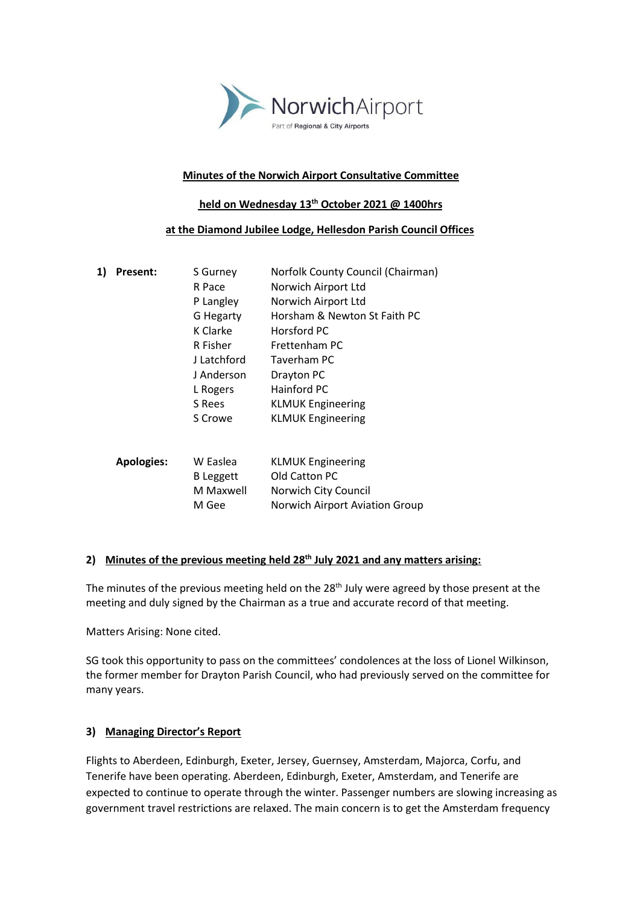NorwichAirport
Part of Regional & City Airports

**Minutes of the Norwich Airport Consultative Committee**

**held on Wednesday 13th October 2021 @ 1400hrs**

**at the Diamond Jubilee Lodge, Hellesdon Parish Council Offices**

**1) Present:**

| | |
|---|---|
| S Gurney | Norfolk County Council (Chairman) |
| R Pace | Norwich Airport Ltd |
| P Langley | Norwich Airport Ltd |
| G Hegarty | Horsham & Newton St Faith PC |
| K Clarke | Horsford PC |
| R Fisher | Frettenham PC |
| J Latchford | Taverham PC |
| J Anderson | Drayton PC |
| L Rogers | Hainford PC |
| S Rees | KLMUK Engineering |
| S Crowe | KLMUK Engineering |

**Apologies:**

| | |
|---|---|
| W Easlea | KLMUK Engineering |
| B Leggett | Old Catton PC |
| M Maxwell | Norwich City Council |
| M Gee | Norwich Airport Aviation Group |

## 2) Minutes of the previous meeting held 28th July 2021 and any matters arising:

The minutes of the previous meeting held on the 28th July were agreed by those present at the meeting and duly signed by the Chairman as a true and accurate record of that meeting.

Matters Arising: None cited.

SG took this opportunity to pass on the committees' condolences at the loss of Lionel Wilkinson, the former member for Drayton Parish Council, who had previously served on the committee for many years.

## 3) Managing Director's Report

Flights to Aberdeen, Edinburgh, Exeter, Jersey, Guernsey, Amsterdam, Majorca, Corfu, and Tenerife have been operating. Aberdeen, Edinburgh, Exeter, Amsterdam, and Tenerife are expected to continue to operate through the winter. Passenger numbers are slowing increasing as government travel restrictions are relaxed. The main concern is to get the Amsterdam frequency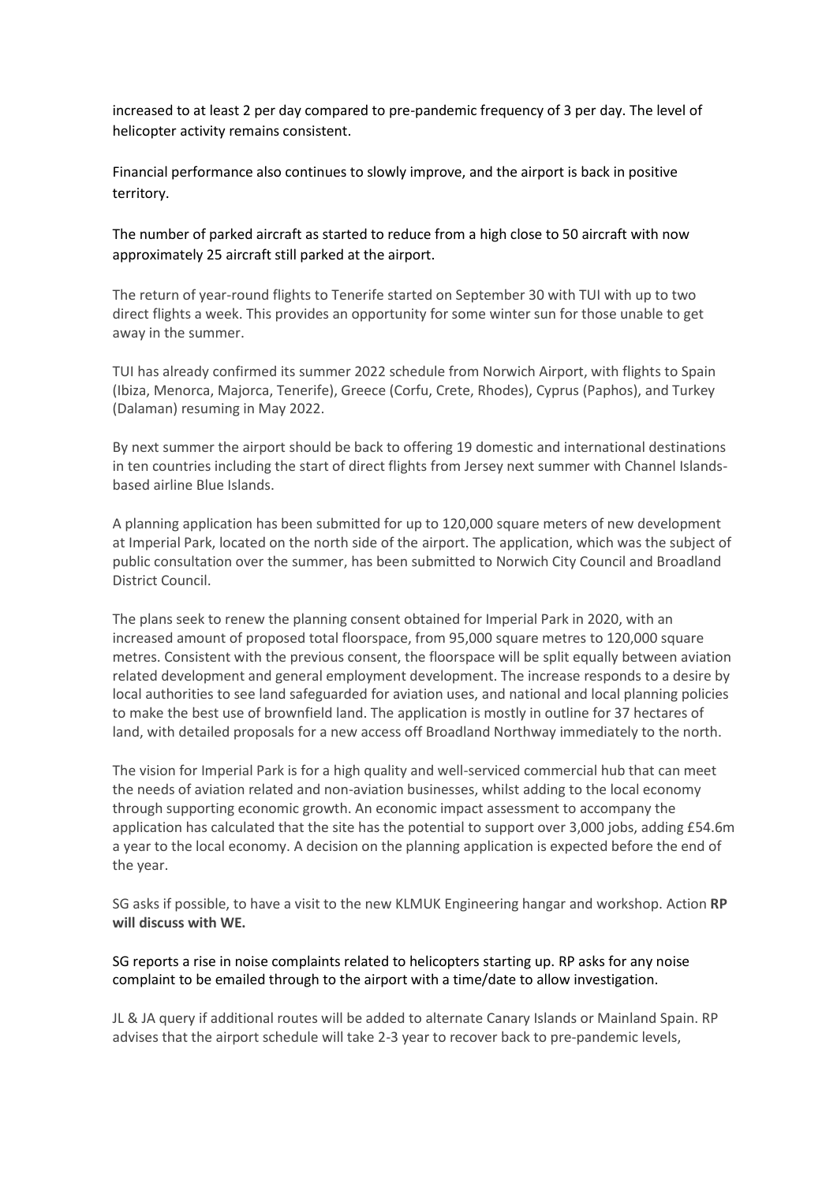increased to at least 2 per day compared to pre-pandemic frequency of 3 per day. The level of helicopter activity remains consistent.

Financial performance also continues to slowly improve, and the airport is back in positive territory.

The number of parked aircraft as started to reduce from a high close to 50 aircraft with now approximately 25 aircraft still parked at the airport.

The return of year-round flights to Tenerife started on September 30 with TUI with up to two direct flights a week. This provides an opportunity for some winter sun for those unable to get away in the summer.

TUI has already confirmed its summer 2022 schedule from Norwich Airport, with flights to Spain (Ibiza, Menorca, Majorca, Tenerife), Greece (Corfu, Crete, Rhodes), Cyprus (Paphos), and Turkey (Dalaman) resuming in May 2022.

By next summer the airport should be back to offering 19 domestic and international destinations in ten countries including the start of direct flights from Jersey next summer with Channel Islands-based airline Blue Islands.

A planning application has been submitted for up to 120,000 square meters of new development at Imperial Park, located on the north side of the airport. The application, which was the subject of public consultation over the summer, has been submitted to Norwich City Council and Broadland District Council.

The plans seek to renew the planning consent obtained for Imperial Park in 2020, with an increased amount of proposed total floorspace, from 95,000 square metres to 120,000 square metres. Consistent with the previous consent, the floorspace will be split equally between aviation related development and general employment development. The increase responds to a desire by local authorities to see land safeguarded for aviation uses, and national and local planning policies to make the best use of brownfield land. The application is mostly in outline for 37 hectares of land, with detailed proposals for a new access off Broadland Northway immediately to the north.

The vision for Imperial Park is for a high quality and well-serviced commercial hub that can meet the needs of aviation related and non-aviation businesses, whilst adding to the local economy through supporting economic growth. An economic impact assessment to accompany the application has calculated that the site has the potential to support over 3,000 jobs, adding £54.6m a year to the local economy. A decision on the planning application is expected before the end of the year.

SG asks if possible, to have a visit to the new KLMUK Engineering hangar and workshop. Action **RP will discuss with WE.**

SG reports a rise in noise complaints related to helicopters starting up. RP asks for any noise complaint to be emailed through to the airport with a time/date to allow investigation.

JL & JA query if additional routes will be added to alternate Canary Islands or Mainland Spain. RP advises that the airport schedule will take 2-3 year to recover back to pre-pandemic levels,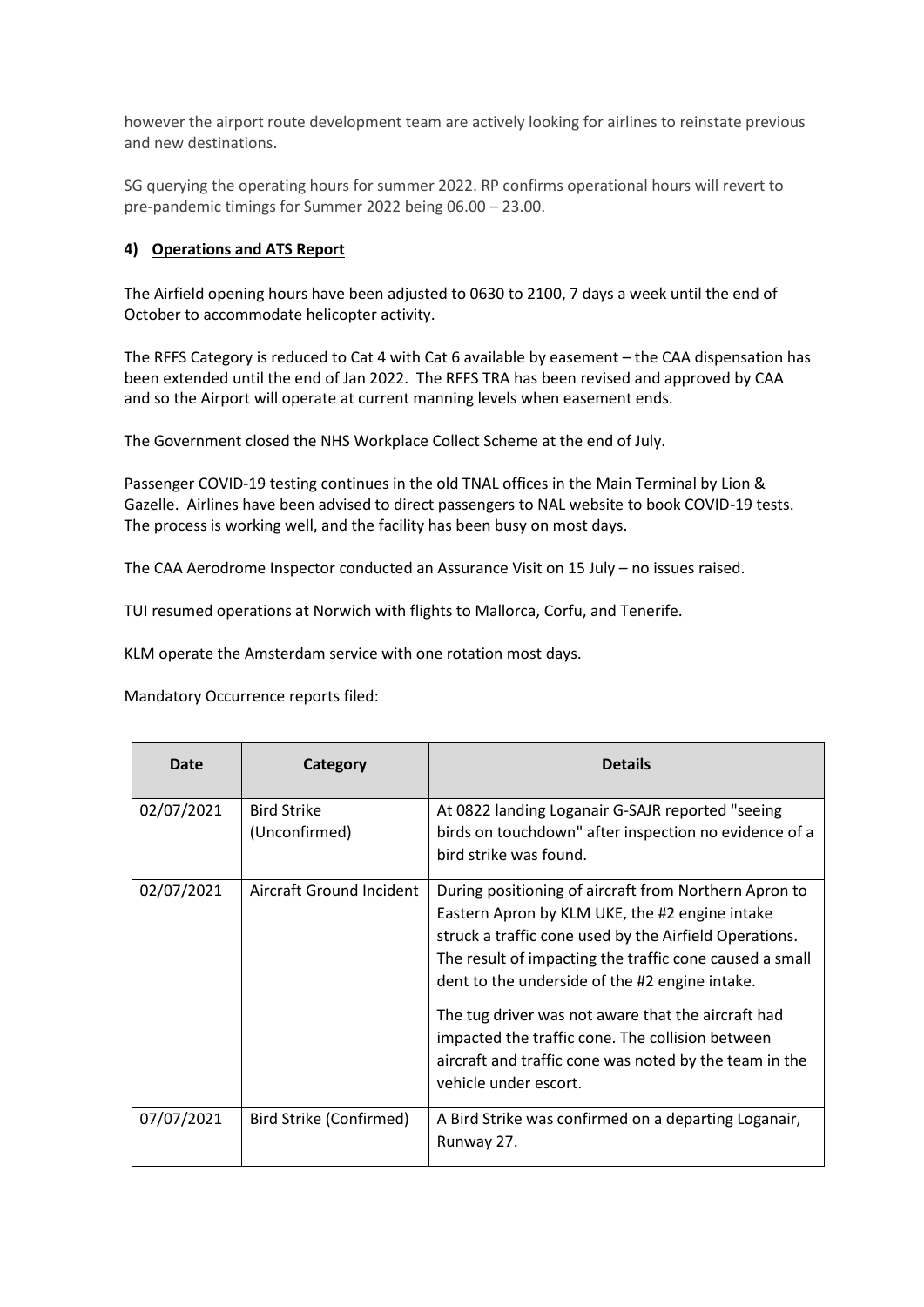however the airport route development team are actively looking for airlines to reinstate previous and new destinations.

SG querying the operating hours for summer 2022. RP confirms operational hours will revert to pre-pandemic timings for Summer 2022 being 06.00 – 23.00.

#### 4) <u>Operations and ATS Report</u>

The Airfield opening hours have been adjusted to 0630 to 2100, 7 days a week until the end of October to accommodate helicopter activity.

The RFFS Category is reduced to Cat 4 with Cat 6 available by easement – the CAA dispensation has been extended until the end of Jan 2022. The RFFS TRA has been revised and approved by CAA and so the Airport will operate at current manning levels when easement ends.

The Government closed the NHS Workplace Collect Scheme at the end of July.

Passenger COVID-19 testing continues in the old TNAL offices in the Main Terminal by Lion & Gazelle. Airlines have been advised to direct passengers to NAL website to book COVID-19 tests. The process is working well, and the facility has been busy on most days.

The CAA Aerodrome Inspector conducted an Assurance Visit on 15 July – no issues raised.

TUI resumed operations at Norwich with flights to Mallorca, Corfu, and Tenerife.

KLM operate the Amsterdam service with one rotation most days.

Mandatory Occurrence reports filed:

| Date | Category | Details |
|---|---|---|
| 02/07/2021 | Bird Strike (Unconfirmed) | At 0822 landing Loganair G-SAJR reported "seeing birds on touchdown" after inspection no evidence of a bird strike was found. |
| 02/07/2021 | Aircraft Ground Incident | During positioning of aircraft from Northern Apron to Eastern Apron by KLM UKE, the #2 engine intake struck a traffic cone used by the Airfield Operations. The result of impacting the traffic cone caused a small dent to the underside of the #2 engine intake.<br><br>The tug driver was not aware that the aircraft had impacted the traffic cone. The collision between aircraft and traffic cone was noted by the team in the vehicle under escort. |
| 07/07/2021 | Bird Strike (Confirmed) | A Bird Strike was confirmed on a departing Loganair, Runway 27. |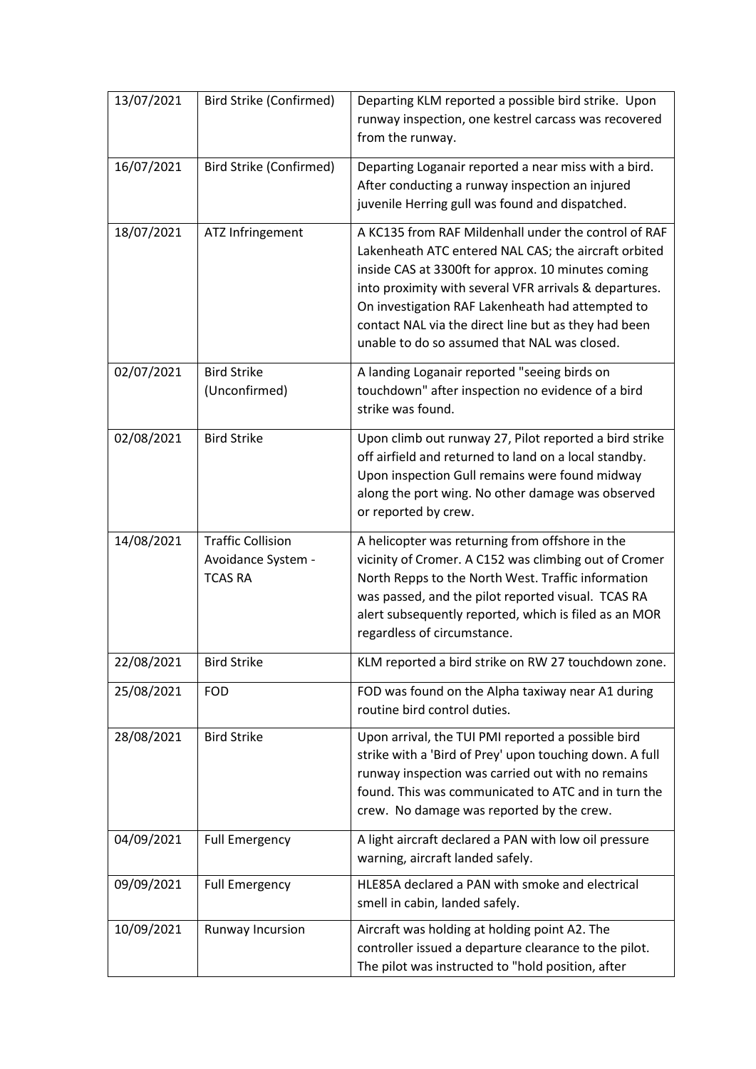| | | |
|---|---|---|
| 13/07/2021 | Bird Strike (Confirmed) | Departing KLM reported a possible bird strike. Upon runway inspection, one kestrel carcass was recovered from the runway. |
| 16/07/2021 | Bird Strike (Confirmed) | Departing Loganair reported a near miss with a bird. After conducting a runway inspection an injured juvenile Herring gull was found and dispatched. |
| 18/07/2021 | ATZ Infringement | A KC135 from RAF Mildenhall under the control of RAF Lakenheath ATC entered NAL CAS; the aircraft orbited inside CAS at 3300ft for approx. 10 minutes coming into proximity with several VFR arrivals & departures. On investigation RAF Lakenheath had attempted to contact NAL via the direct line but as they had been unable to do so assumed that NAL was closed. |
| 02/07/2021 | Bird Strike (Unconfirmed) | A landing Loganair reported "seeing birds on touchdown" after inspection no evidence of a bird strike was found. |
| 02/08/2021 | Bird Strike | Upon climb out runway 27, Pilot reported a bird strike off airfield and returned to land on a local standby. Upon inspection Gull remains were found midway along the port wing. No other damage was observed or reported by crew. |
| 14/08/2021 | Traffic Collision Avoidance System - TCAS RA | A helicopter was returning from offshore in the vicinity of Cromer. A C152 was climbing out of Cromer North Repps to the North West. Traffic information was passed, and the pilot reported visual. TCAS RA alert subsequently reported, which is filed as an MOR regardless of circumstance. |
| 22/08/2021 | Bird Strike | KLM reported a bird strike on RW 27 touchdown zone. |
| 25/08/2021 | FOD | FOD was found on the Alpha taxiway near A1 during routine bird control duties. |
| 28/08/2021 | Bird Strike | Upon arrival, the TUI PMI reported a possible bird strike with a 'Bird of Prey' upon touching down. A full runway inspection was carried out with no remains found. This was communicated to ATC and in turn the crew. No damage was reported by the crew. |
| 04/09/2021 | Full Emergency | A light aircraft declared a PAN with low oil pressure warning, aircraft landed safely. |
| 09/09/2021 | Full Emergency | HLE85A declared a PAN with smoke and electrical smell in cabin, landed safely. |
| 10/09/2021 | Runway Incursion | Aircraft was holding at holding point A2. The controller issued a departure clearance to the pilot. The pilot was instructed to "hold position, after |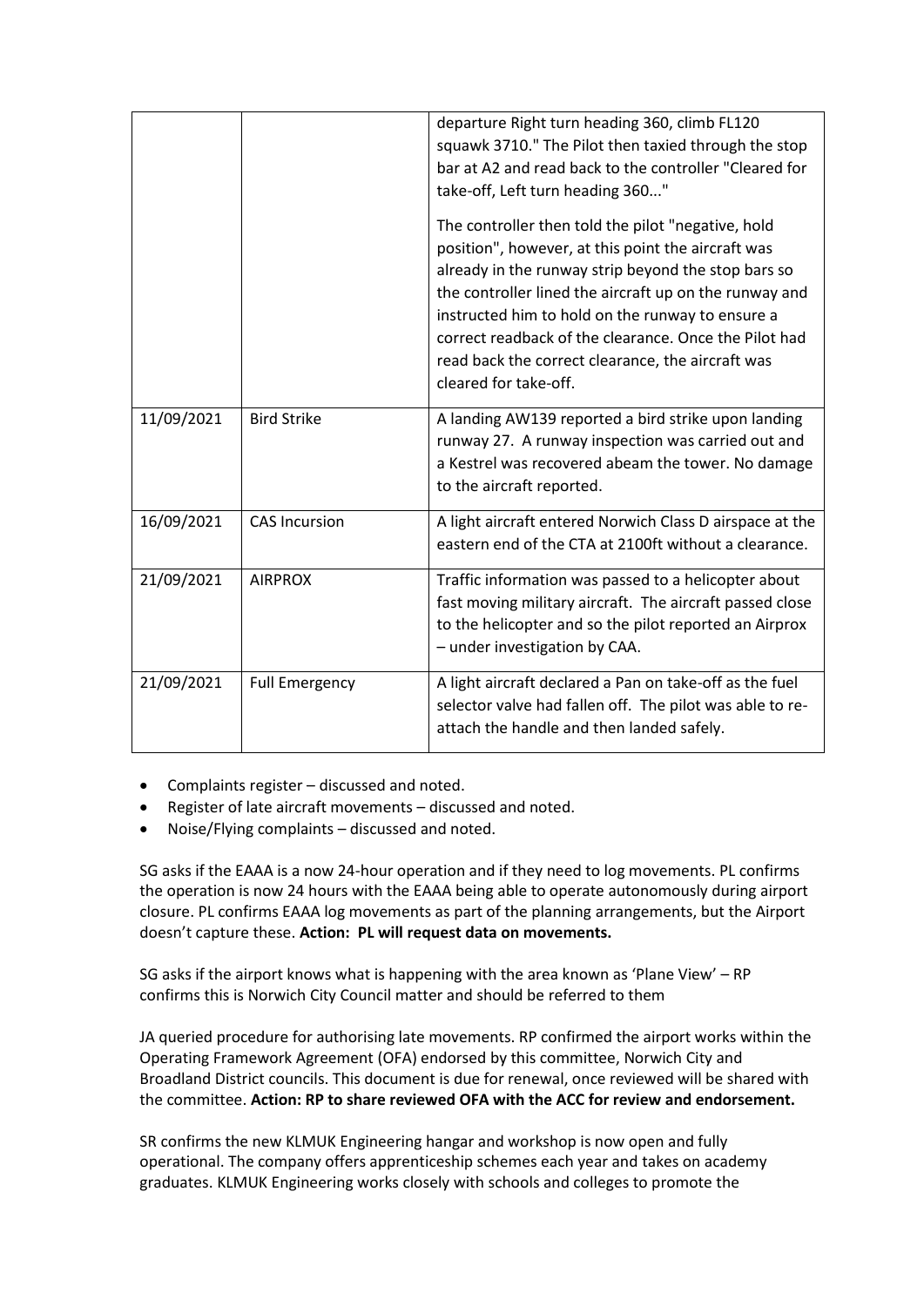| | | |
|---|---|---|
| | | departure Right turn heading 360, climb FL120 squawk 3710." The Pilot then taxied through the stop bar at A2 and read back to the controller "Cleared for take-off, Left turn heading 360..."<br><br>The controller then told the pilot "negative, hold position", however, at this point the aircraft was already in the runway strip beyond the stop bars so the controller lined the aircraft up on the runway and instructed him to hold on the runway to ensure a correct readback of the clearance. Once the Pilot had read back the correct clearance, the aircraft was cleared for take-off. |
| 11/09/2021 | Bird Strike | A landing AW139 reported a bird strike upon landing runway 27. A runway inspection was carried out and a Kestrel was recovered abeam the tower. No damage to the aircraft reported. |
| 16/09/2021 | CAS Incursion | A light aircraft entered Norwich Class D airspace at the eastern end of the CTA at 2100ft without a clearance. |
| 21/09/2021 | AIRPROX | Traffic information was passed to a helicopter about fast moving military aircraft. The aircraft passed close to the helicopter and so the pilot reported an Airprox – under investigation by CAA. |
| 21/09/2021 | Full Emergency | A light aircraft declared a Pan on take-off as the fuel selector valve had fallen off. The pilot was able to re-attach the handle and then landed safely. |

- Complaints register – discussed and noted.
- Register of late aircraft movements – discussed and noted.
- Noise/Flying complaints – discussed and noted.

SG asks if the EAAA is a now 24-hour operation and if they need to log movements. PL confirms the operation is now 24 hours with the EAAA being able to operate autonomously during airport closure. PL confirms EAAA log movements as part of the planning arrangements, but the Airport doesn't capture these. **Action: PL will request data on movements.**

SG asks if the airport knows what is happening with the area known as 'Plane View' – RP confirms this is Norwich City Council matter and should be referred to them

JA queried procedure for authorising late movements. RP confirmed the airport works within the Operating Framework Agreement (OFA) endorsed by this committee, Norwich City and Broadland District councils. This document is due for renewal, once reviewed will be shared with the committee. **Action: RP to share reviewed OFA with the ACC for review and endorsement.**

SR confirms the new KLMUK Engineering hangar and workshop is now open and fully operational. The company offers apprenticeship schemes each year and takes on academy graduates. KLMUK Engineering works closely with schools and colleges to promote the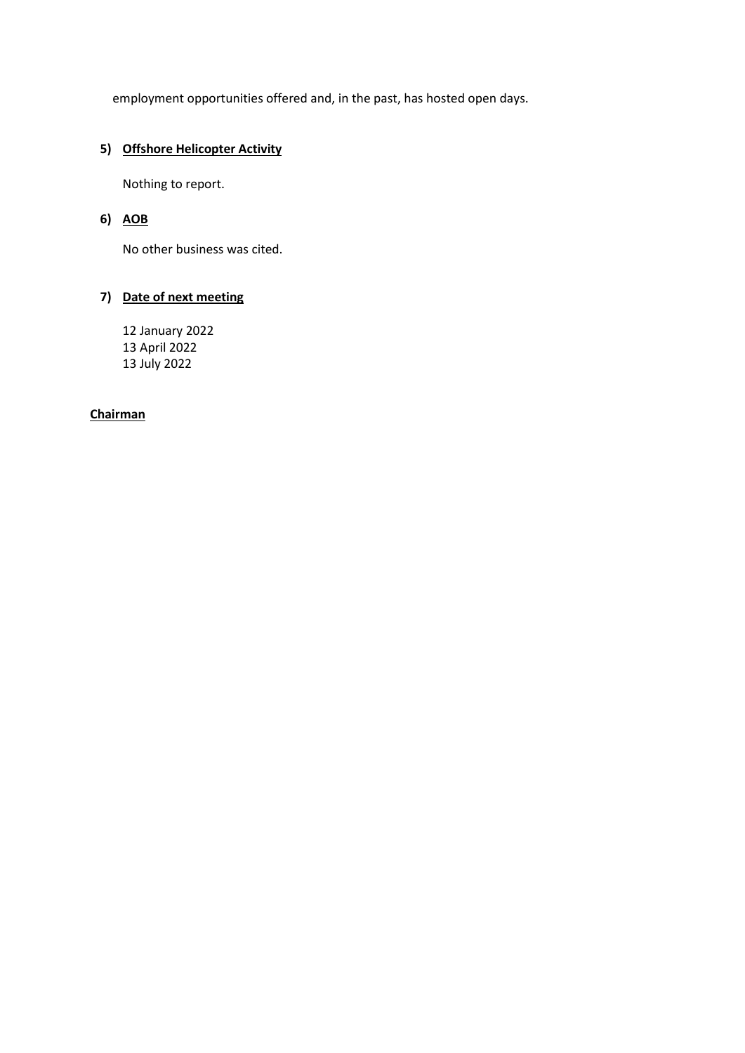employment opportunities offered and, in the past, has hosted open days.

**5) Offshore Helicopter Activity**

Nothing to report.

**6) AOB**

No other business was cited.

**7) Date of next meeting**

12 January 2022
13 April 2022
13 July 2022

**Chairman**